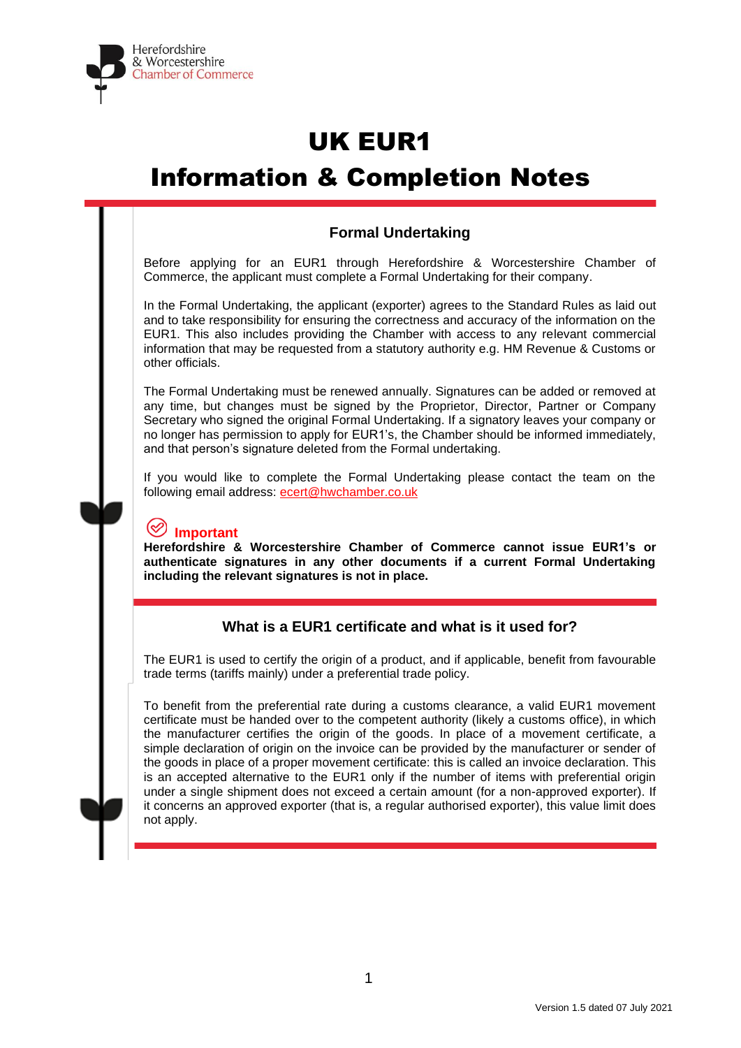Herefordshire & Worcestershire Chamber of Commerce

# UK EUR1

# Information & Completion Notes

## Formal Undertaking

Before applying for an EUR1 through Herefordshire & Worcestershire Chamber of Commerce, the applicant must complete a Formal Undertaking for their company.

In the Formal Undertaking, the applicant (exporter) agrees to the Standard Rules as laid out and to take responsibility for ensuring the correctness and accuracy of the information on the EUR1. This also includes providing the Chamber with access to any relevant commercial information that may be requested from a statutory authority e.g. HM Revenue & Customs or other officials.

The Formal Undertaking must be renewed annually. Signatures can be added or removed at any time, but changes must be signed by the Proprietor, Director, Partner or Company Secretary who signed the original Formal Undertaking. If a signatory leaves your company or no longer has permission to apply for EUR1's, the Chamber should be informed immediately, and that person's signature deleted from the Formal undertaking.

If you would like to complete the Formal Undertaking please contact the team on the following email address: ecert@hwchamber.co.uk

**Important**

**Herefordshire & Worcestershire Chamber of Commerce cannot issue EUR1's or authenticate signatures in any other documents if a current Formal Undertaking including the relevant signatures is not in place.**

## What is a EUR1 certificate and what is it used for?

The EUR1 is used to certify the origin of a product, and if applicable, benefit from favourable trade terms (tariffs mainly) under a preferential trade policy.

To benefit from the preferential rate during a customs clearance, a valid EUR1 movement certificate must be handed over to the competent authority (likely a customs office), in which the manufacturer certifies the origin of the goods. In place of a movement certificate, a simple declaration of origin on the invoice can be provided by the manufacturer or sender of the goods in place of a proper movement certificate: this is called an invoice declaration. This is an accepted alternative to the EUR1 only if the number of items with preferential origin under a single shipment does not exceed a certain amount (for a non-approved exporter). If it concerns an approved exporter (that is, a regular authorised exporter), this value limit does not apply.

Version 1.5 dated 07 July 2021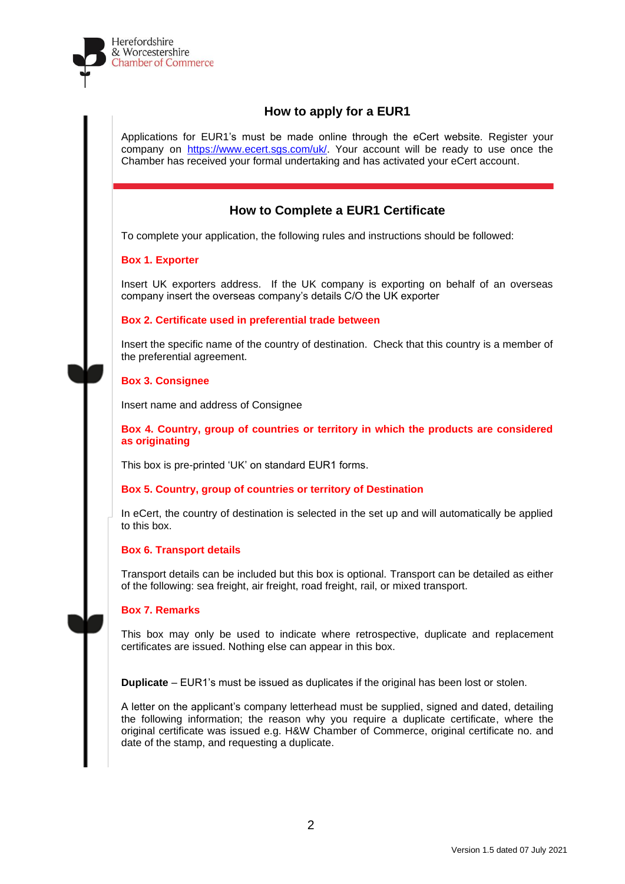## How to apply for a EUR1

Applications for EUR1's must be made online through the eCert website. Register your company on https://www.ecert.sgs.com/uk/. Your account will be ready to use once the Chamber has received your formal undertaking and has activated your eCert account.

## How to Complete a EUR1 Certificate

To complete your application, the following rules and instructions should be followed:

### Box 1. Exporter

Insert UK exporters address. If the UK company is exporting on behalf of an overseas company insert the overseas company's details C/O the UK exporter

### Box 2. Certificate used in preferential trade between

Insert the specific name of the country of destination. Check that this country is a member of the preferential agreement.

### Box 3. Consignee

Insert name and address of Consignee

### Box 4. Country, group of countries or territory in which the products are considered as originating

This box is pre-printed 'UK' on standard EUR1 forms.

### Box 5. Country, group of countries or territory of Destination

In eCert, the country of destination is selected in the set up and will automatically be applied to this box.

### Box 6. Transport details

Transport details can be included but this box is optional. Transport can be detailed as either of the following: sea freight, air freight, road freight, rail, or mixed transport.

### Box 7. Remarks

This box may only be used to indicate where retrospective, duplicate and replacement certificates are issued. Nothing else can appear in this box.

**Duplicate** – EUR1's must be issued as duplicates if the original has been lost or stolen.

A letter on the applicant's company letterhead must be supplied, signed and dated, detailing the following information; the reason why you require a duplicate certificate, where the original certificate was issued e.g. H&W Chamber of Commerce, original certificate no. and date of the stamp, and requesting a duplicate.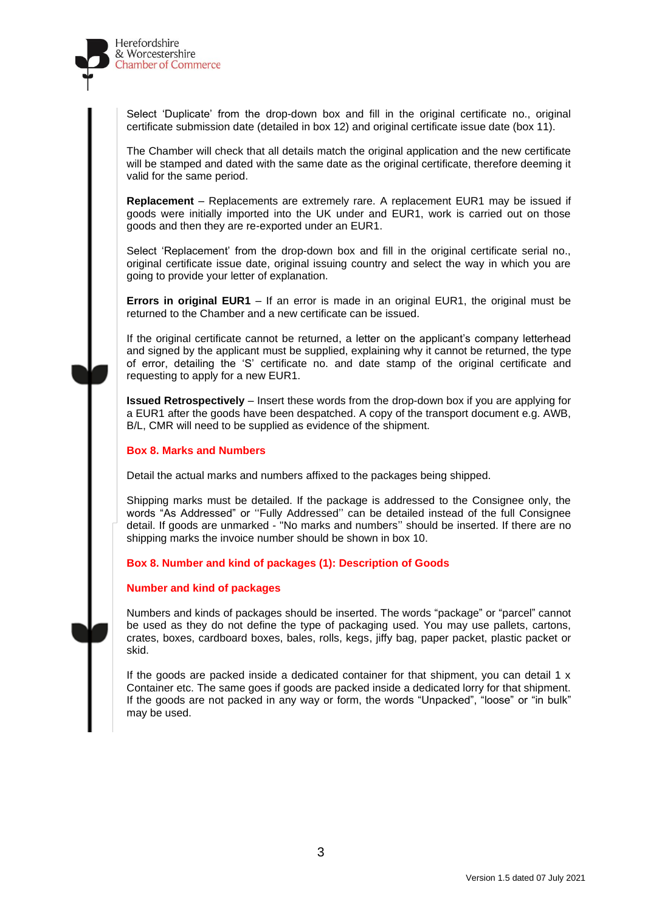Select 'Duplicate' from the drop-down box and fill in the original certificate no., original certificate submission date (detailed in box 12) and original certificate issue date (box 11).

The Chamber will check that all details match the original application and the new certificate will be stamped and dated with the same date as the original certificate, therefore deeming it valid for the same period.

**Replacement** – Replacements are extremely rare. A replacement EUR1 may be issued if goods were initially imported into the UK under and EUR1, work is carried out on those goods and then they are re-exported under an EUR1.

Select 'Replacement' from the drop-down box and fill in the original certificate serial no., original certificate issue date, original issuing country and select the way in which you are going to provide your letter of explanation.

**Errors in original EUR1** – If an error is made in an original EUR1, the original must be returned to the Chamber and a new certificate can be issued.

If the original certificate cannot be returned, a letter on the applicant's company letterhead and signed by the applicant must be supplied, explaining why it cannot be returned, the type of error, detailing the 'S' certificate no. and date stamp of the original certificate and requesting to apply for a new EUR1.

**Issued Retrospectively** – Insert these words from the drop-down box if you are applying for a EUR1 after the goods have been despatched. A copy of the transport document e.g. AWB, B/L, CMR will need to be supplied as evidence of the shipment.

### Box 8. Marks and Numbers

Detail the actual marks and numbers affixed to the packages being shipped.

Shipping marks must be detailed. If the package is addressed to the Consignee only, the words "As Addressed" or ''Fully Addressed'' can be detailed instead of the full Consignee detail. If goods are unmarked - "No marks and numbers'' should be inserted. If there are no shipping marks the invoice number should be shown in box 10.

### Box 8. Number and kind of packages (1): Description of Goods

### Number and kind of packages

Numbers and kinds of packages should be inserted. The words "package" or "parcel" cannot be used as they do not define the type of packaging used. You may use pallets, cartons, crates, boxes, cardboard boxes, bales, rolls, kegs, jiffy bag, paper packet, plastic packet or skid.

If the goods are packed inside a dedicated container for that shipment, you can detail 1 x Container etc. The same goes if goods are packed inside a dedicated lorry for that shipment. If the goods are not packed in any way or form, the words "Unpacked", "loose" or "in bulk" may be used.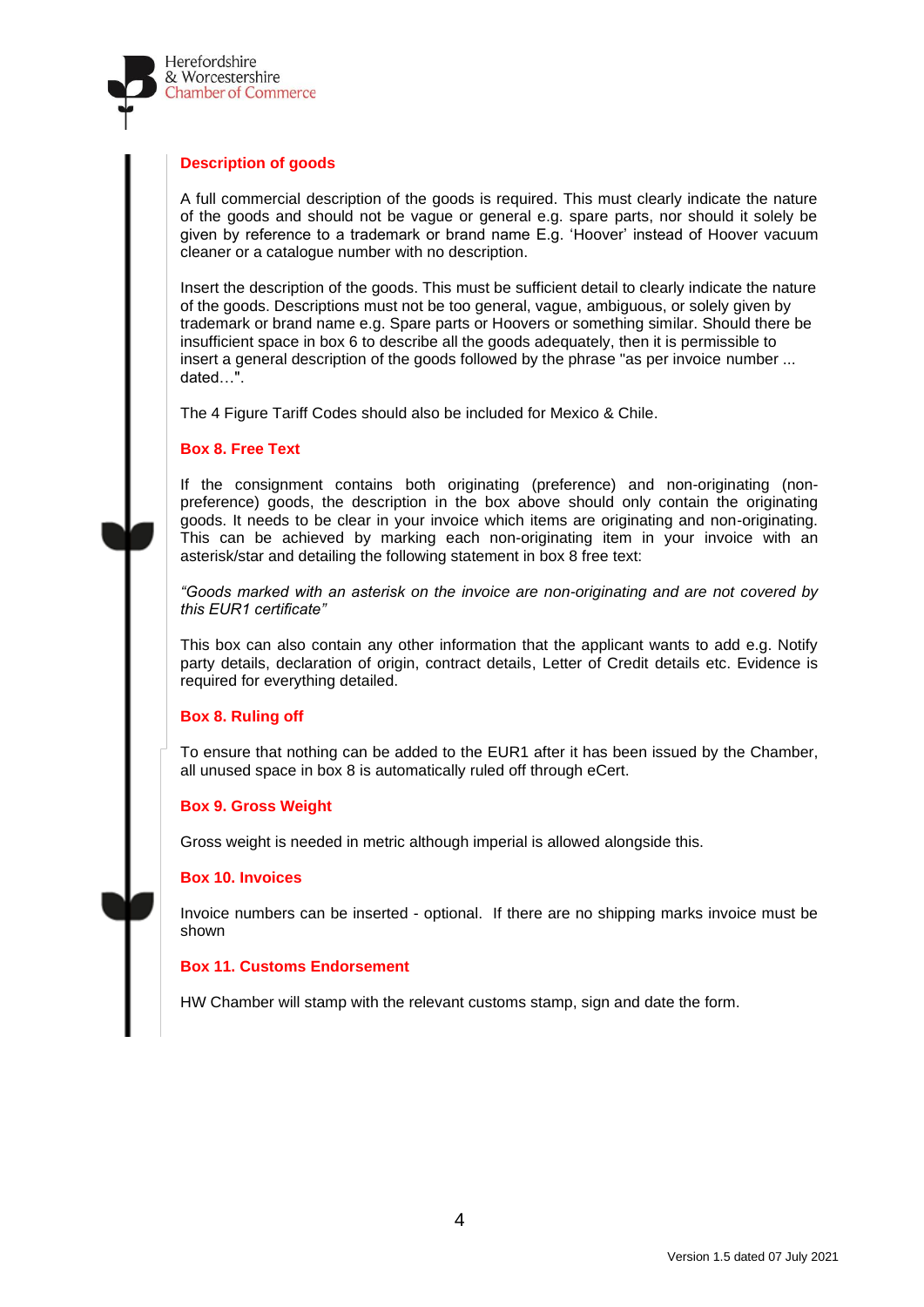### Description of goods

A full commercial description of the goods is required. This must clearly indicate the nature of the goods and should not be vague or general e.g. spare parts, nor should it solely be given by reference to a trademark or brand name E.g. 'Hoover' instead of Hoover vacuum cleaner or a catalogue number with no description.

Insert the description of the goods. This must be sufficient detail to clearly indicate the nature of the goods. Descriptions must not be too general, vague, ambiguous, or solely given by trademark or brand name e.g. Spare parts or Hoovers or something similar. Should there be insufficient space in box 6 to describe all the goods adequately, then it is permissible to insert a general description of the goods followed by the phrase "as per invoice number ... dated…".

The 4 Figure Tariff Codes should also be included for Mexico & Chile.

### Box 8. Free Text

If the consignment contains both originating (preference) and non-originating (non-preference) goods, the description in the box above should only contain the originating goods. It needs to be clear in your invoice which items are originating and non-originating. This can be achieved by marking each non-originating item in your invoice with an asterisk/star and detailing the following statement in box 8 free text:

*"Goods marked with an asterisk on the invoice are non-originating and are not covered by this EUR1 certificate"*

This box can also contain any other information that the applicant wants to add e.g. Notify party details, declaration of origin, contract details, Letter of Credit details etc. Evidence is required for everything detailed.

### Box 8. Ruling off

To ensure that nothing can be added to the EUR1 after it has been issued by the Chamber, all unused space in box 8 is automatically ruled off through eCert.

### Box 9. Gross Weight

Gross weight is needed in metric although imperial is allowed alongside this.

### Box 10. Invoices

Invoice numbers can be inserted - optional. If there are no shipping marks invoice must be shown

### Box 11. Customs Endorsement

HW Chamber will stamp with the relevant customs stamp, sign and date the form.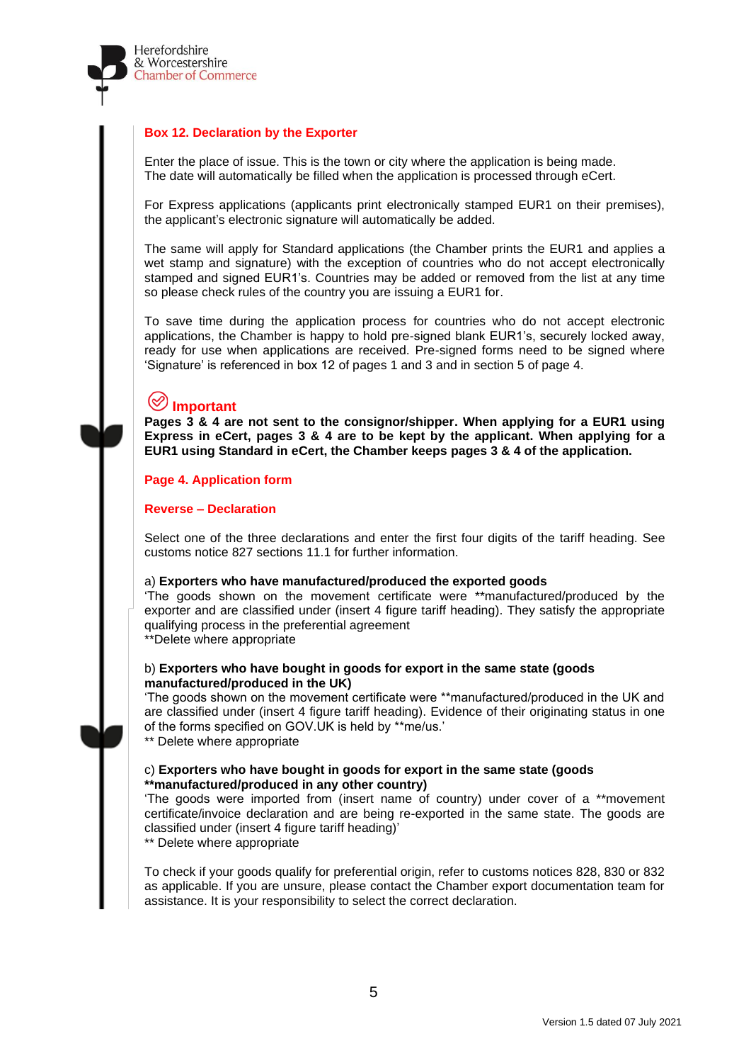## Box 12. Declaration by the Exporter

Enter the place of issue. This is the town or city where the application is being made. The date will automatically be filled when the application is processed through eCert.

For Express applications (applicants print electronically stamped EUR1 on their premises), the applicant's electronic signature will automatically be added.

The same will apply for Standard applications (the Chamber prints the EUR1 and applies a wet stamp and signature) with the exception of countries who do not accept electronically stamped and signed EUR1's. Countries may be added or removed from the list at any time so please check rules of the country you are issuing a EUR1 for.

To save time during the application process for countries who do not accept electronic applications, the Chamber is happy to hold pre-signed blank EUR1's, securely locked away, ready for use when applications are received. Pre-signed forms need to be signed where 'Signature' is referenced in box 12 of pages 1 and 3 and in section 5 of page 4.

### Important

**Pages 3 & 4 are not sent to the consignor/shipper. When applying for a EUR1 using Express in eCert, pages 3 & 4 are to be kept by the applicant. When applying for a EUR1 using Standard in eCert, the Chamber keeps pages 3 & 4 of the application.**

## Page 4. Application form

### Reverse – Declaration

Select one of the three declarations and enter the first four digits of the tariff heading. See customs notice 827 sections 11.1 for further information.

a) **Exporters who have manufactured/produced the exported goods**
'The goods shown on the movement certificate were **manufactured/produced by the exporter and are classified under (insert 4 figure tariff heading). They satisfy the appropriate qualifying process in the preferential agreement
**Delete where appropriate

b) **Exporters who have bought in goods for export in the same state (goods manufactured/produced in the UK)**
'The goods shown on the movement certificate were **manufactured/produced in the UK and are classified under (insert 4 figure tariff heading). Evidence of their originating status in one of the forms specified on GOV.UK is held by **me/us.'
** Delete where appropriate

c) **Exporters who have bought in goods for export in the same state (goods **manufactured/produced in any other country)**
'The goods were imported from (insert name of country) under cover of a **movement certificate/invoice declaration and are being re-exported in the same state. The goods are classified under (insert 4 figure tariff heading)'
** Delete where appropriate

To check if your goods qualify for preferential origin, refer to customs notices 828, 830 or 832 as applicable. If you are unsure, please contact the Chamber export documentation team for assistance. It is your responsibility to select the correct declaration.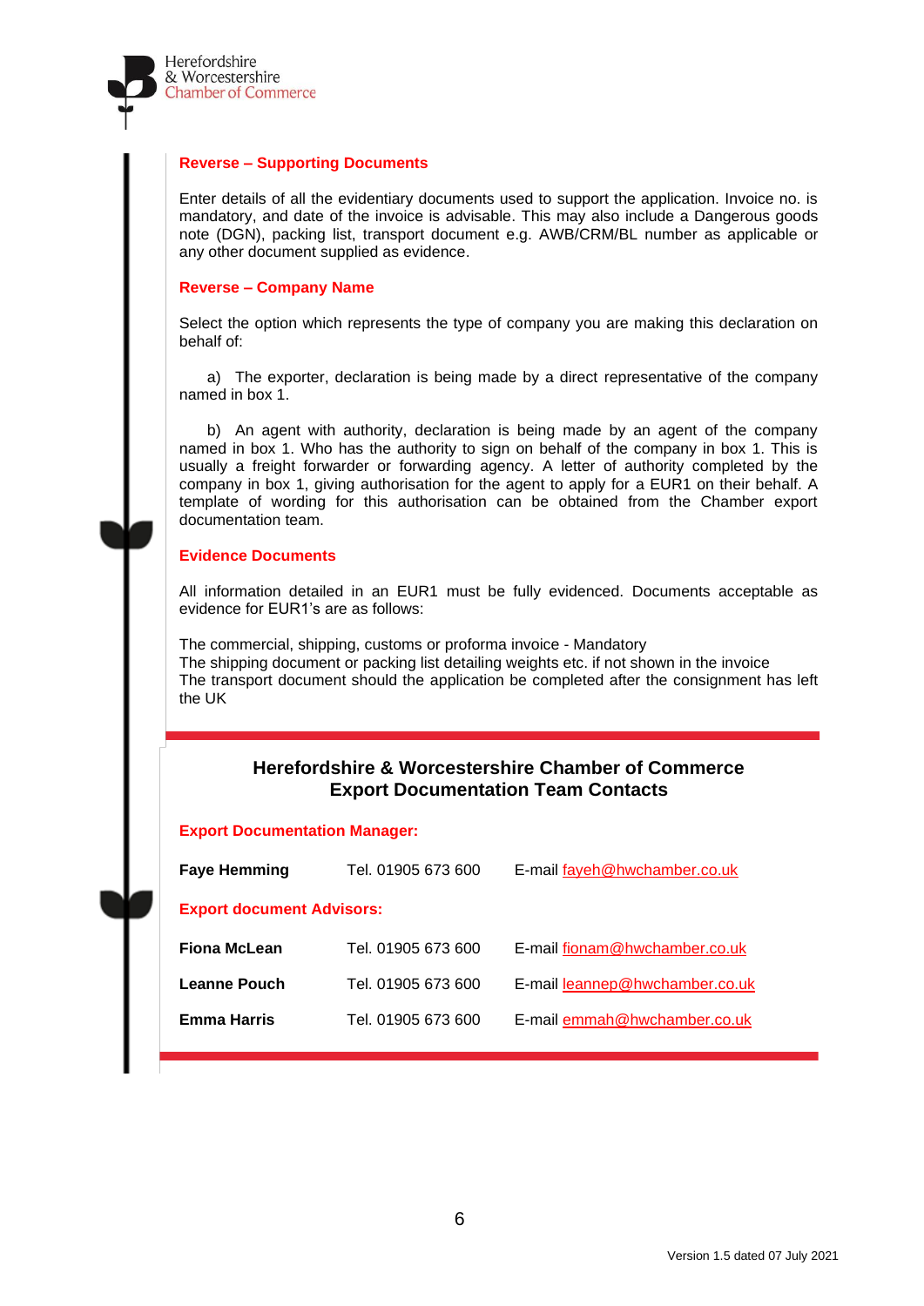### Reverse – Supporting Documents

Enter details of all the evidentiary documents used to support the application. Invoice no. is mandatory, and date of the invoice is advisable. This may also include a Dangerous goods note (DGN), packing list, transport document e.g. AWB/CRM/BL number as applicable or any other document supplied as evidence.

### Reverse – Company Name

Select the option which represents the type of company you are making this declaration on behalf of:

a) The exporter, declaration is being made by a direct representative of the company named in box 1.

b) An agent with authority, declaration is being made by an agent of the company named in box 1. Who has the authority to sign on behalf of the company in box 1. This is usually a freight forwarder or forwarding agency. A letter of authority completed by the company in box 1, giving authorisation for the agent to apply for a EUR1 on their behalf. A template of wording for this authorisation can be obtained from the Chamber export documentation team.

### Evidence Documents

All information detailed in an EUR1 must be fully evidenced. Documents acceptable as evidence for EUR1's are as follows:

The commercial, shipping, customs or proforma invoice - Mandatory
The shipping document or packing list detailing weights etc. if not shown in the invoice
The transport document should the application be completed after the consignment has left the UK

## Herefordshire & Worcestershire Chamber of Commerce Export Documentation Team Contacts

**Export Documentation Manager:**

| | | |
|---|---|---|
| **Faye Hemming** | Tel. 01905 673 600 | E-mail fayeh@hwchamber.co.uk |

**Export document Advisors:**

| | | |
|---|---|---|
| **Fiona McLean** | Tel. 01905 673 600 | E-mail fionam@hwchamber.co.uk |
| **Leanne Pouch** | Tel. 01905 673 600 | E-mail leannep@hwchamber.co.uk |
| **Emma Harris** | Tel. 01905 673 600 | E-mail emmah@hwchamber.co.uk |

Version 1.5 dated 07 July 2021